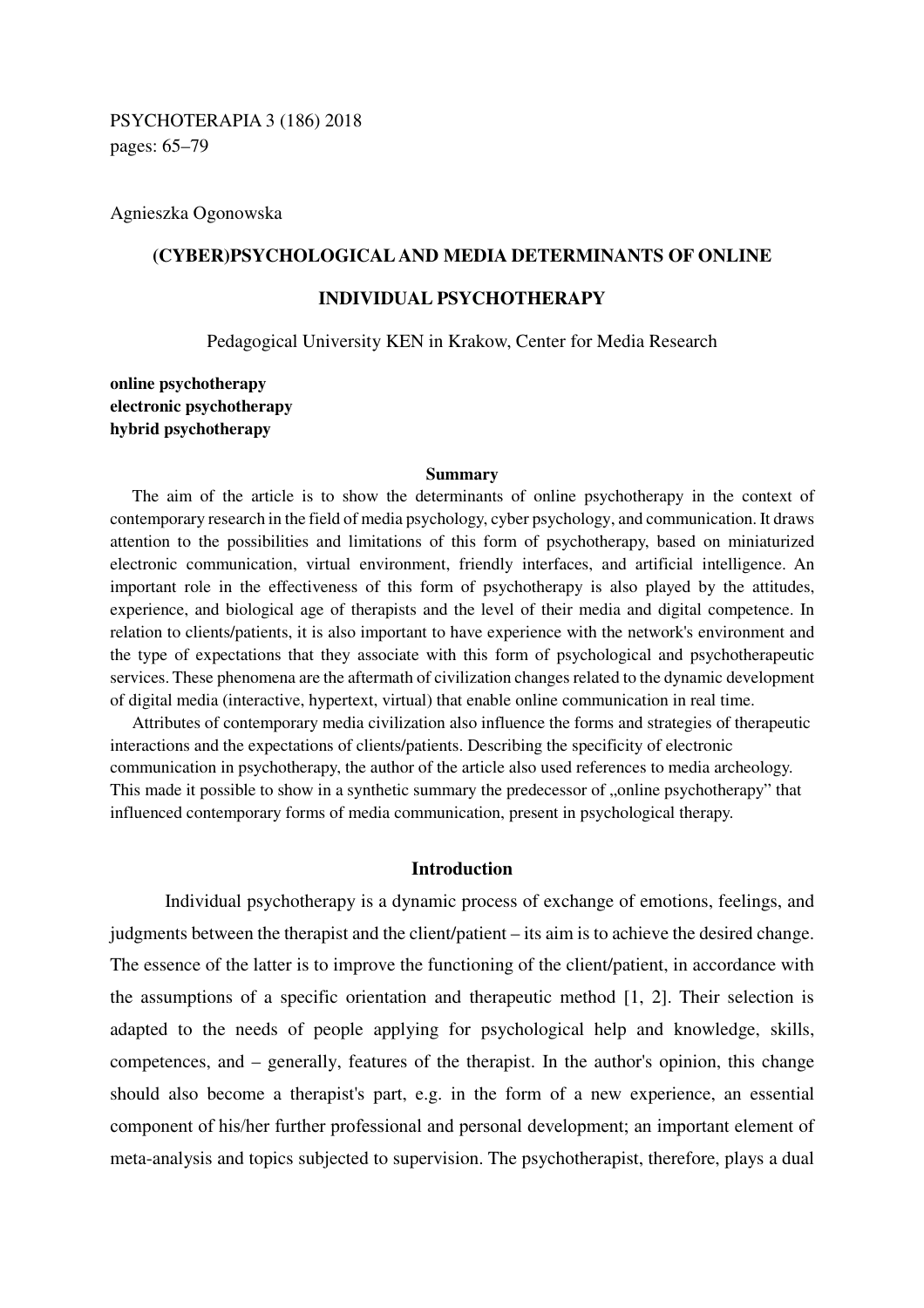PSYCHOTERAPIA 3 (186) 2018
pages: 65–79

Agnieszka Ogonowska

# (CYBER)PSYCHOLOGICAL AND MEDIA DETERMINANTS OF ONLINE INDIVIDUAL PSYCHOTHERAPY

Pedagogical University KEN in Krakow, Center for Media Research

**online psychotherapy**
**electronic psychotherapy**
**hybrid psychotherapy**

## Summary

The aim of the article is to show the determinants of online psychotherapy in the context of contemporary research in the field of media psychology, cyber psychology, and communication. It draws attention to the possibilities and limitations of this form of psychotherapy, based on miniaturized electronic communication, virtual environment, friendly interfaces, and artificial intelligence. An important role in the effectiveness of this form of psychotherapy is also played by the attitudes, experience, and biological age of therapists and the level of their media and digital competence. In relation to clients/patients, it is also important to have experience with the network's environment and the type of expectations that they associate with this form of psychological and psychotherapeutic services. These phenomena are the aftermath of civilization changes related to the dynamic development of digital media (interactive, hypertext, virtual) that enable online communication in real time.

Attributes of contemporary media civilization also influence the forms and strategies of therapeutic interactions and the expectations of clients/patients. Describing the specificity of electronic communication in psychotherapy, the author of the article also used references to media archeology. This made it possible to show in a synthetic summary the predecessor of „online psychotherapy" that influenced contemporary forms of media communication, present in psychological therapy.

## Introduction

Individual psychotherapy is a dynamic process of exchange of emotions, feelings, and judgments between the therapist and the client/patient – its aim is to achieve the desired change. The essence of the latter is to improve the functioning of the client/patient, in accordance with the assumptions of a specific orientation and therapeutic method [1, 2]. Their selection is adapted to the needs of people applying for psychological help and knowledge, skills, competences, and – generally, features of the therapist. In the author's opinion, this change should also become a therapist's part, e.g. in the form of a new experience, an essential component of his/her further professional and personal development; an important element of meta-analysis and topics subjected to supervision. The psychotherapist, therefore, plays a dual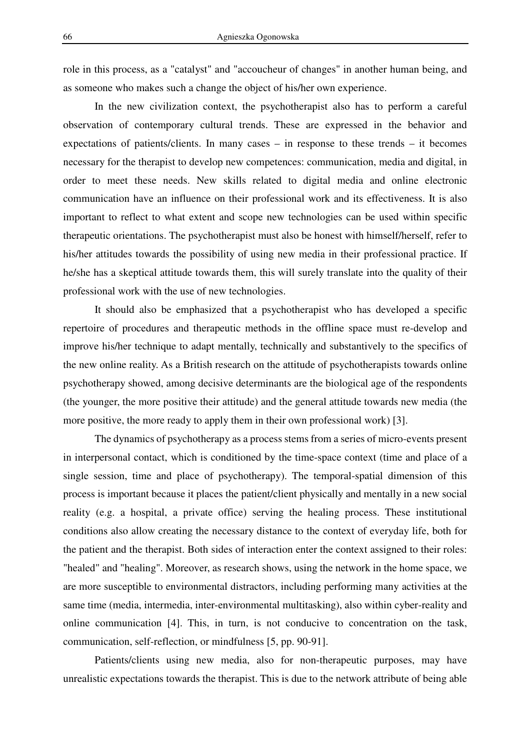role in this process, as a "catalyst" and "accoucheur of changes" in another human being, and as someone who makes such a change the object of his/her own experience.

In the new civilization context, the psychotherapist also has to perform a careful observation of contemporary cultural trends. These are expressed in the behavior and expectations of patients/clients. In many cases – in response to these trends – it becomes necessary for the therapist to develop new competences: communication, media and digital, in order to meet these needs. New skills related to digital media and online electronic communication have an influence on their professional work and its effectiveness. It is also important to reflect to what extent and scope new technologies can be used within specific therapeutic orientations. The psychotherapist must also be honest with himself/herself, refer to his/her attitudes towards the possibility of using new media in their professional practice. If he/she has a skeptical attitude towards them, this will surely translate into the quality of their professional work with the use of new technologies.

It should also be emphasized that a psychotherapist who has developed a specific repertoire of procedures and therapeutic methods in the offline space must re-develop and improve his/her technique to adapt mentally, technically and substantively to the specifics of the new online reality. As a British research on the attitude of psychotherapists towards online psychotherapy showed, among decisive determinants are the biological age of the respondents (the younger, the more positive their attitude) and the general attitude towards new media (the more positive, the more ready to apply them in their own professional work) [3].

The dynamics of psychotherapy as a process stems from a series of micro-events present in interpersonal contact, which is conditioned by the time-space context (time and place of a single session, time and place of psychotherapy). The temporal-spatial dimension of this process is important because it places the patient/client physically and mentally in a new social reality (e.g. a hospital, a private office) serving the healing process. These institutional conditions also allow creating the necessary distance to the context of everyday life, both for the patient and the therapist. Both sides of interaction enter the context assigned to their roles: "healed" and "healing". Moreover, as research shows, using the network in the home space, we are more susceptible to environmental distractors, including performing many activities at the same time (media, intermedia, inter-environmental multitasking), also within cyber-reality and online communication [4]. This, in turn, is not conducive to concentration on the task, communication, self-reflection, or mindfulness [5, pp. 90-91].

Patients/clients using new media, also for non-therapeutic purposes, may have unrealistic expectations towards the therapist. This is due to the network attribute of being able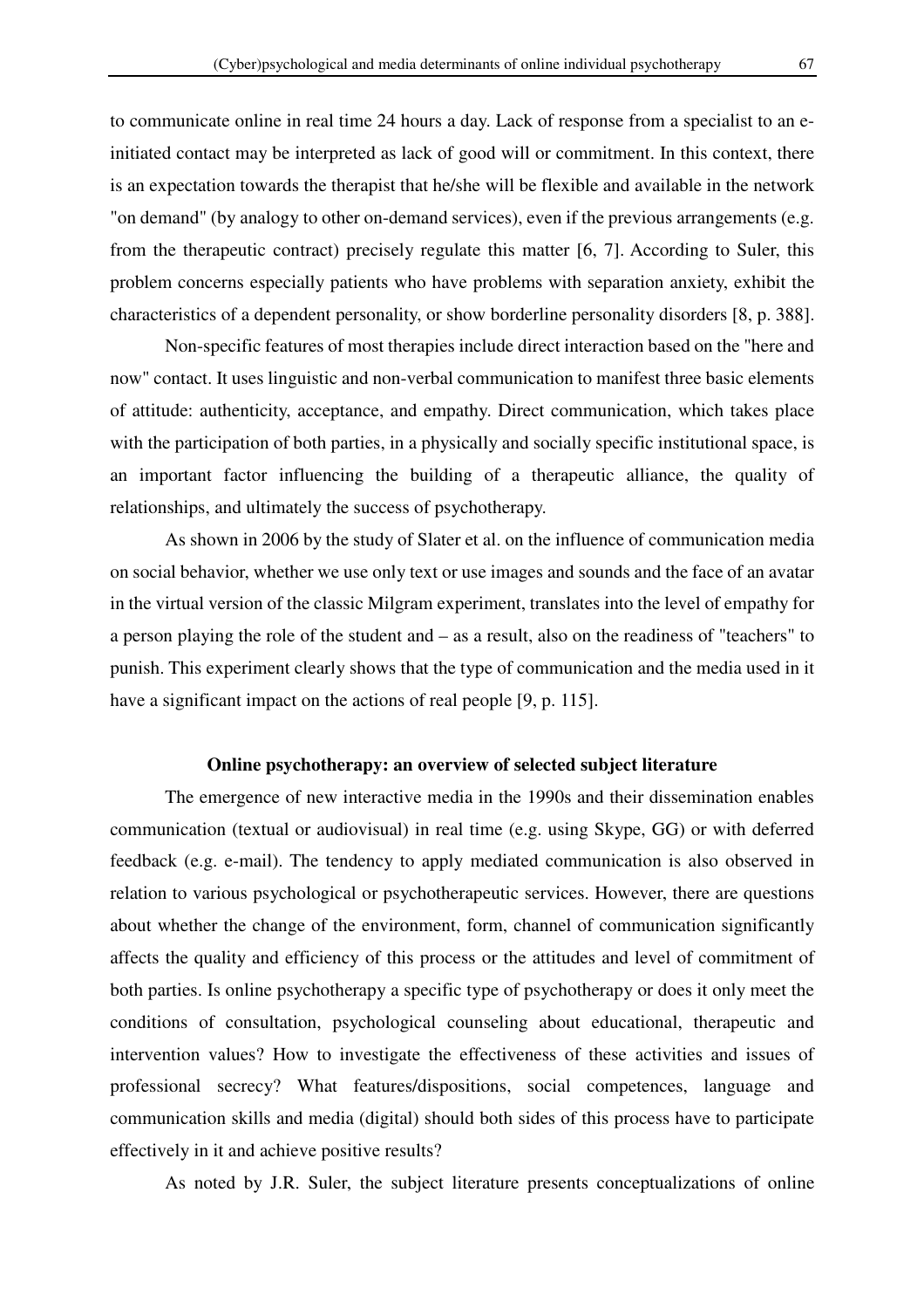to communicate online in real time 24 hours a day. Lack of response from a specialist to an e-initiated contact may be interpreted as lack of good will or commitment. In this context, there is an expectation towards the therapist that he/she will be flexible and available in the network "on demand" (by analogy to other on-demand services), even if the previous arrangements (e.g. from the therapeutic contract) precisely regulate this matter [6, 7]. According to Suler, this problem concerns especially patients who have problems with separation anxiety, exhibit the characteristics of a dependent personality, or show borderline personality disorders [8, p. 388].

Non-specific features of most therapies include direct interaction based on the "here and now" contact. It uses linguistic and non-verbal communication to manifest three basic elements of attitude: authenticity, acceptance, and empathy. Direct communication, which takes place with the participation of both parties, in a physically and socially specific institutional space, is an important factor influencing the building of a therapeutic alliance, the quality of relationships, and ultimately the success of psychotherapy.

As shown in 2006 by the study of Slater et al. on the influence of communication media on social behavior, whether we use only text or use images and sounds and the face of an avatar in the virtual version of the classic Milgram experiment, translates into the level of empathy for a person playing the role of the student and – as a result, also on the readiness of "teachers" to punish. This experiment clearly shows that the type of communication and the media used in it have a significant impact on the actions of real people [9, p. 115].

## Online psychotherapy: an overview of selected subject literature

The emergence of new interactive media in the 1990s and their dissemination enables communication (textual or audiovisual) in real time (e.g. using Skype, GG) or with deferred feedback (e.g. e-mail). The tendency to apply mediated communication is also observed in relation to various psychological or psychotherapeutic services. However, there are questions about whether the change of the environment, form, channel of communication significantly affects the quality and efficiency of this process or the attitudes and level of commitment of both parties. Is online psychotherapy a specific type of psychotherapy or does it only meet the conditions of consultation, psychological counseling about educational, therapeutic and intervention values? How to investigate the effectiveness of these activities and issues of professional secrecy? What features/dispositions, social competences, language and communication skills and media (digital) should both sides of this process have to participate effectively in it and achieve positive results?

As noted by J.R. Suler, the subject literature presents conceptualizations of online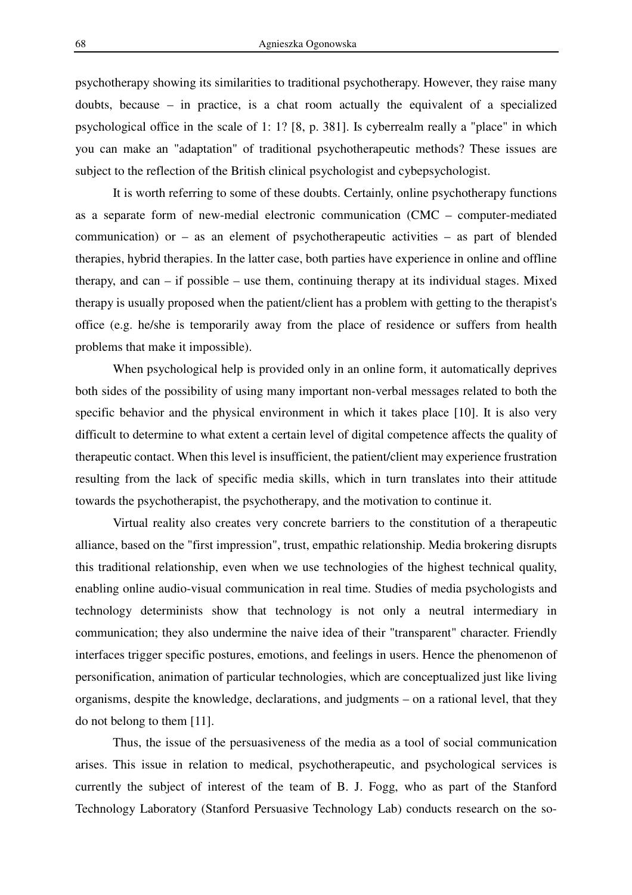psychotherapy showing its similarities to traditional psychotherapy. However, they raise many doubts, because – in practice, is a chat room actually the equivalent of a specialized psychological office in the scale of 1: 1? [8, p. 381]. Is cyberrealm really a "place" in which you can make an "adaptation" of traditional psychotherapeutic methods? These issues are subject to the reflection of the British clinical psychologist and cybepsychologist.

It is worth referring to some of these doubts. Certainly, online psychotherapy functions as a separate form of new-medial electronic communication (CMC – computer-mediated communication) or – as an element of psychotherapeutic activities – as part of blended therapies, hybrid therapies. In the latter case, both parties have experience in online and offline therapy, and can – if possible – use them, continuing therapy at its individual stages. Mixed therapy is usually proposed when the patient/client has a problem with getting to the therapist's office (e.g. he/she is temporarily away from the place of residence or suffers from health problems that make it impossible).

When psychological help is provided only in an online form, it automatically deprives both sides of the possibility of using many important non-verbal messages related to both the specific behavior and the physical environment in which it takes place [10]. It is also very difficult to determine to what extent a certain level of digital competence affects the quality of therapeutic contact. When this level is insufficient, the patient/client may experience frustration resulting from the lack of specific media skills, which in turn translates into their attitude towards the psychotherapist, the psychotherapy, and the motivation to continue it.

Virtual reality also creates very concrete barriers to the constitution of a therapeutic alliance, based on the "first impression", trust, empathic relationship. Media brokering disrupts this traditional relationship, even when we use technologies of the highest technical quality, enabling online audio-visual communication in real time. Studies of media psychologists and technology determinists show that technology is not only a neutral intermediary in communication; they also undermine the naive idea of their "transparent" character. Friendly interfaces trigger specific postures, emotions, and feelings in users. Hence the phenomenon of personification, animation of particular technologies, which are conceptualized just like living organisms, despite the knowledge, declarations, and judgments – on a rational level, that they do not belong to them [11].

Thus, the issue of the persuasiveness of the media as a tool of social communication arises. This issue in relation to medical, psychotherapeutic, and psychological services is currently the subject of interest of the team of B. J. Fogg, who as part of the Stanford Technology Laboratory (Stanford Persuasive Technology Lab) conducts research on the so-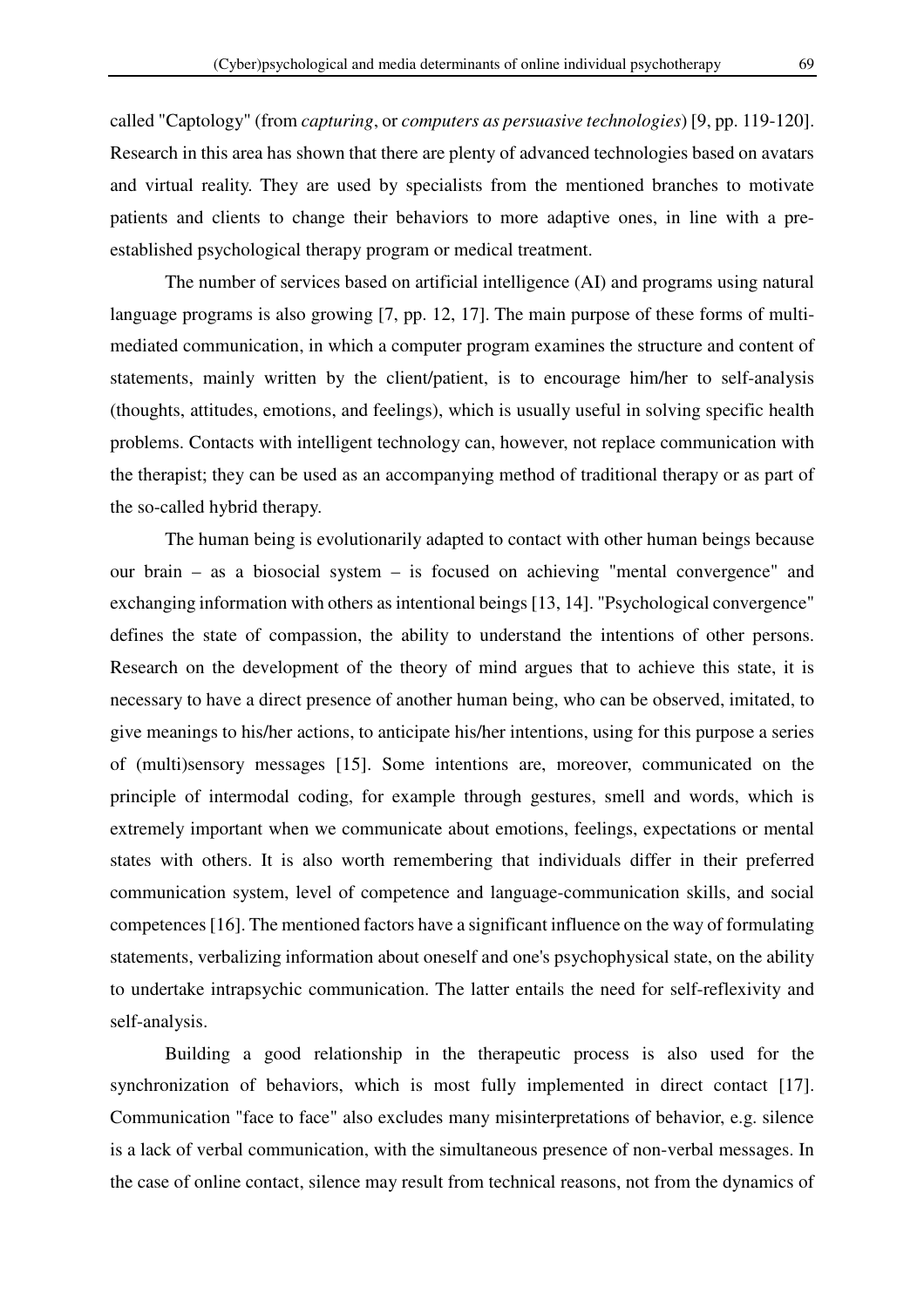called "Captology" (from *capturing*, or *computers as persuasive technologies*) [9, pp. 119-120]. Research in this area has shown that there are plenty of advanced technologies based on avatars and virtual reality. They are used by specialists from the mentioned branches to motivate patients and clients to change their behaviors to more adaptive ones, in line with a pre-established psychological therapy program or medical treatment.

The number of services based on artificial intelligence (AI) and programs using natural language programs is also growing [7, pp. 12, 17]. The main purpose of these forms of multi-mediated communication, in which a computer program examines the structure and content of statements, mainly written by the client/patient, is to encourage him/her to self-analysis (thoughts, attitudes, emotions, and feelings), which is usually useful in solving specific health problems. Contacts with intelligent technology can, however, not replace communication with the therapist; they can be used as an accompanying method of traditional therapy or as part of the so-called hybrid therapy.

The human being is evolutionarily adapted to contact with other human beings because our brain – as a biosocial system – is focused on achieving "mental convergence" and exchanging information with others as intentional beings [13, 14]. "Psychological convergence" defines the state of compassion, the ability to understand the intentions of other persons. Research on the development of the theory of mind argues that to achieve this state, it is necessary to have a direct presence of another human being, who can be observed, imitated, to give meanings to his/her actions, to anticipate his/her intentions, using for this purpose a series of (multi)sensory messages [15]. Some intentions are, moreover, communicated on the principle of intermodal coding, for example through gestures, smell and words, which is extremely important when we communicate about emotions, feelings, expectations or mental states with others. It is also worth remembering that individuals differ in their preferred communication system, level of competence and language-communication skills, and social competences [16]. The mentioned factors have a significant influence on the way of formulating statements, verbalizing information about oneself and one's psychophysical state, on the ability to undertake intrapsychic communication. The latter entails the need for self-reflexivity and self-analysis.

Building a good relationship in the therapeutic process is also used for the synchronization of behaviors, which is most fully implemented in direct contact [17]. Communication "face to face" also excludes many misinterpretations of behavior, e.g. silence is a lack of verbal communication, with the simultaneous presence of non-verbal messages. In the case of online contact, silence may result from technical reasons, not from the dynamics of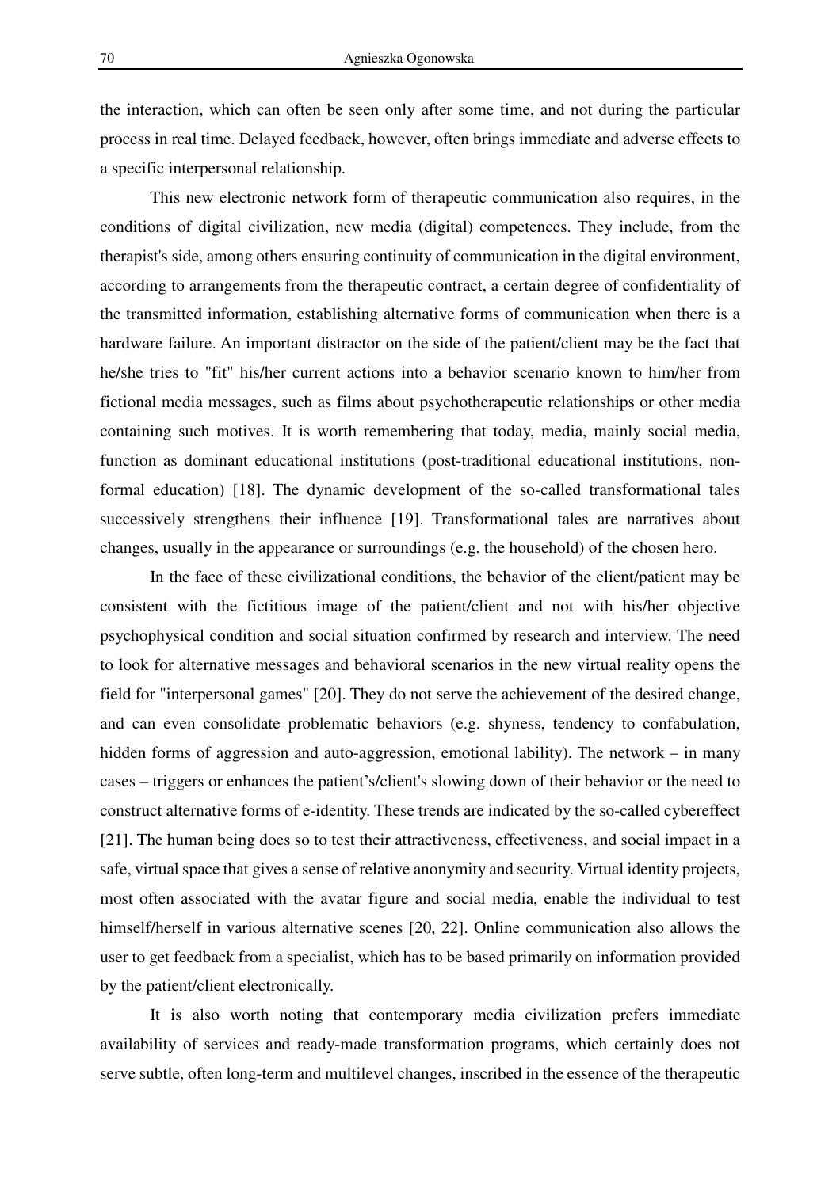the interaction, which can often be seen only after some time, and not during the particular process in real time. Delayed feedback, however, often brings immediate and adverse effects to a specific interpersonal relationship.

This new electronic network form of therapeutic communication also requires, in the conditions of digital civilization, new media (digital) competences. They include, from the therapist's side, among others ensuring continuity of communication in the digital environment, according to arrangements from the therapeutic contract, a certain degree of confidentiality of the transmitted information, establishing alternative forms of communication when there is a hardware failure. An important distractor on the side of the patient/client may be the fact that he/she tries to "fit" his/her current actions into a behavior scenario known to him/her from fictional media messages, such as films about psychotherapeutic relationships or other media containing such motives. It is worth remembering that today, media, mainly social media, function as dominant educational institutions (post-traditional educational institutions, non-formal education) [18]. The dynamic development of the so-called transformational tales successively strengthens their influence [19]. Transformational tales are narratives about changes, usually in the appearance or surroundings (e.g. the household) of the chosen hero.

In the face of these civilizational conditions, the behavior of the client/patient may be consistent with the fictitious image of the patient/client and not with his/her objective psychophysical condition and social situation confirmed by research and interview. The need to look for alternative messages and behavioral scenarios in the new virtual reality opens the field for "interpersonal games" [20]. They do not serve the achievement of the desired change, and can even consolidate problematic behaviors (e.g. shyness, tendency to confabulation, hidden forms of aggression and auto-aggression, emotional lability). The network – in many cases – triggers or enhances the patient's/client's slowing down of their behavior or the need to construct alternative forms of e-identity. These trends are indicated by the so-called cybereffect [21]. The human being does so to test their attractiveness, effectiveness, and social impact in a safe, virtual space that gives a sense of relative anonymity and security. Virtual identity projects, most often associated with the avatar figure and social media, enable the individual to test himself/herself in various alternative scenes [20, 22]. Online communication also allows the user to get feedback from a specialist, which has to be based primarily on information provided by the patient/client electronically.

It is also worth noting that contemporary media civilization prefers immediate availability of services and ready-made transformation programs, which certainly does not serve subtle, often long-term and multilevel changes, inscribed in the essence of the therapeutic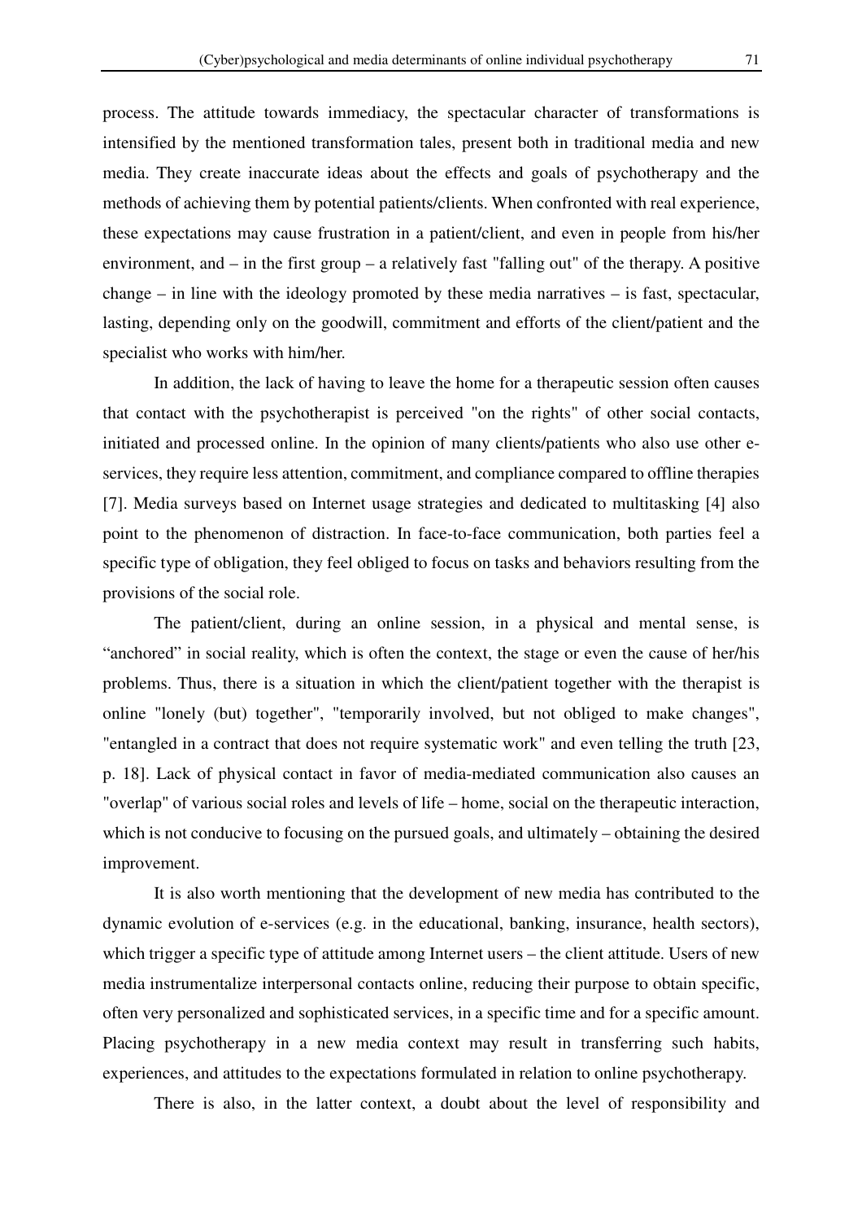process. The attitude towards immediacy, the spectacular character of transformations is intensified by the mentioned transformation tales, present both in traditional media and new media. They create inaccurate ideas about the effects and goals of psychotherapy and the methods of achieving them by potential patients/clients. When confronted with real experience, these expectations may cause frustration in a patient/client, and even in people from his/her environment, and – in the first group – a relatively fast "falling out" of the therapy. A positive change – in line with the ideology promoted by these media narratives – is fast, spectacular, lasting, depending only on the goodwill, commitment and efforts of the client/patient and the specialist who works with him/her.

In addition, the lack of having to leave the home for a therapeutic session often causes that contact with the psychotherapist is perceived "on the rights" of other social contacts, initiated and processed online. In the opinion of many clients/patients who also use other e-services, they require less attention, commitment, and compliance compared to offline therapies [7]. Media surveys based on Internet usage strategies and dedicated to multitasking [4] also point to the phenomenon of distraction. In face-to-face communication, both parties feel a specific type of obligation, they feel obliged to focus on tasks and behaviors resulting from the provisions of the social role.

The patient/client, during an online session, in a physical and mental sense, is "anchored" in social reality, which is often the context, the stage or even the cause of her/his problems. Thus, there is a situation in which the client/patient together with the therapist is online "lonely (but) together", "temporarily involved, but not obliged to make changes", "entangled in a contract that does not require systematic work" and even telling the truth [23, p. 18]. Lack of physical contact in favor of media-mediated communication also causes an "overlap" of various social roles and levels of life – home, social on the therapeutic interaction, which is not conducive to focusing on the pursued goals, and ultimately – obtaining the desired improvement.

It is also worth mentioning that the development of new media has contributed to the dynamic evolution of e-services (e.g. in the educational, banking, insurance, health sectors), which trigger a specific type of attitude among Internet users – the client attitude. Users of new media instrumentalize interpersonal contacts online, reducing their purpose to obtain specific, often very personalized and sophisticated services, in a specific time and for a specific amount. Placing psychotherapy in a new media context may result in transferring such habits, experiences, and attitudes to the expectations formulated in relation to online psychotherapy.

There is also, in the latter context, a doubt about the level of responsibility and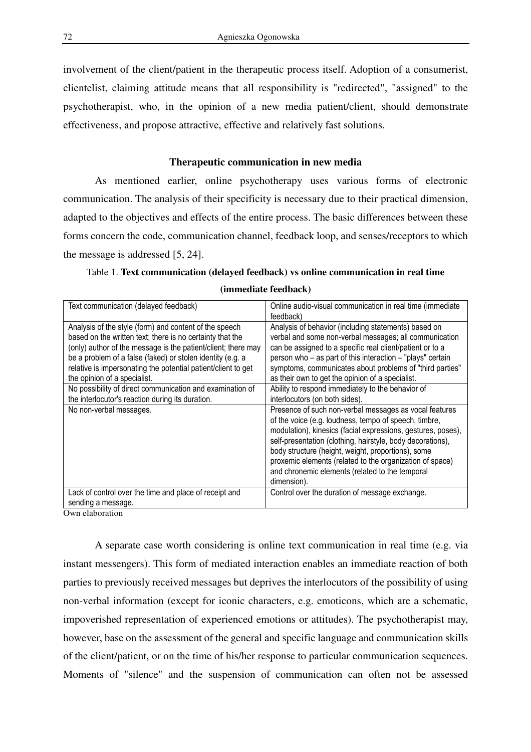involvement of the client/patient in the therapeutic process itself. Adoption of a consumerist, clientelist, claiming attitude means that all responsibility is "redirected", "assigned" to the psychotherapist, who, in the opinion of a new media patient/client, should demonstrate effectiveness, and propose attractive, effective and relatively fast solutions.

## Therapeutic communication in new media

As mentioned earlier, online psychotherapy uses various forms of electronic communication. The analysis of their specificity is necessary due to their practical dimension, adapted to the objectives and effects of the entire process. The basic differences between these forms concern the code, communication channel, feedback loop, and senses/receptors to which the message is addressed [5, 24].

Table 1. **Text communication (delayed feedback) vs online communication in real time (immediate feedback)**

| Text communication (delayed feedback) | Online audio-visual communication in real time (immediate feedback) |
| --- | --- |
| Analysis of the style (form) and content of the speech based on the written text; there is no certainty that the (only) author of the message is the patient/client; there may be a problem of a false (faked) or stolen identity (e.g. a relative is impersonating the potential patient/client to get the opinion of a specialist. | Analysis of behavior (including statements) based on verbal and some non-verbal messages; all communication can be assigned to a specific real client/patient or to a person who – as part of this interaction – "plays" certain symptoms, communicates about problems of "third parties" as their own to get the opinion of a specialist. |
| No possibility of direct communication and examination of the interlocutor's reaction during its duration. | Ability to respond immediately to the behavior of interlocutors (on both sides). |
| No non-verbal messages. | Presence of such non-verbal messages as vocal features of the voice (e.g. loudness, tempo of speech, timbre, modulation), kinesics (facial expressions, gestures, poses), self-presentation (clothing, hairstyle, body decorations), body structure (height, weight, proportions), some proxemic elements (related to the organization of space) and chronemic elements (related to the temporal dimension). |
| Lack of control over the time and place of receipt and sending a message. | Control over the duration of message exchange. |

Own elaboration

A separate case worth considering is online text communication in real time (e.g. via instant messengers). This form of mediated interaction enables an immediate reaction of both parties to previously received messages but deprives the interlocutors of the possibility of using non-verbal information (except for iconic characters, e.g. emoticons, which are a schematic, impoverished representation of experienced emotions or attitudes). The psychotherapist may, however, base on the assessment of the general and specific language and communication skills of the client/patient, or on the time of his/her response to particular communication sequences. Moments of "silence" and the suspension of communication can often not be assessed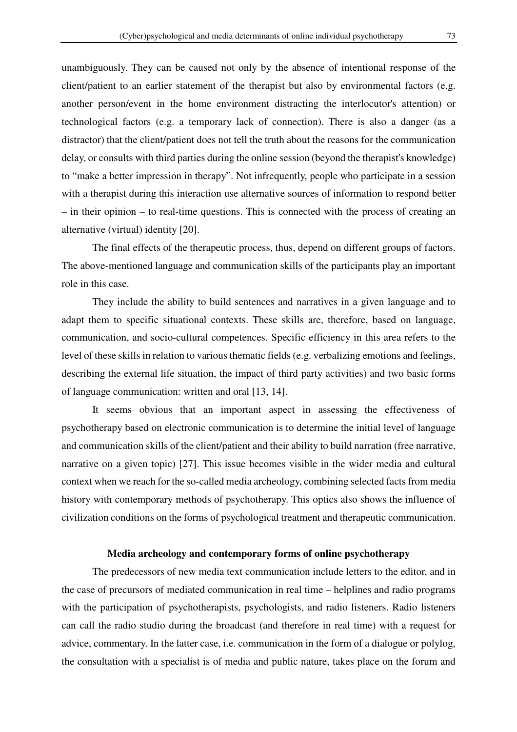unambiguously. They can be caused not only by the absence of intentional response of the client/patient to an earlier statement of the therapist but also by environmental factors (e.g. another person/event in the home environment distracting the interlocutor's attention) or technological factors (e.g. a temporary lack of connection). There is also a danger (as a distractor) that the client/patient does not tell the truth about the reasons for the communication delay, or consults with third parties during the online session (beyond the therapist's knowledge) to "make a better impression in therapy". Not infrequently, people who participate in a session with a therapist during this interaction use alternative sources of information to respond better – in their opinion – to real-time questions. This is connected with the process of creating an alternative (virtual) identity [20].

The final effects of the therapeutic process, thus, depend on different groups of factors. The above-mentioned language and communication skills of the participants play an important role in this case.

They include the ability to build sentences and narratives in a given language and to adapt them to specific situational contexts. These skills are, therefore, based on language, communication, and socio-cultural competences. Specific efficiency in this area refers to the level of these skills in relation to various thematic fields (e.g. verbalizing emotions and feelings, describing the external life situation, the impact of third party activities) and two basic forms of language communication: written and oral [13, 14].

It seems obvious that an important aspect in assessing the effectiveness of psychotherapy based on electronic communication is to determine the initial level of language and communication skills of the client/patient and their ability to build narration (free narrative, narrative on a given topic) [27]. This issue becomes visible in the wider media and cultural context when we reach for the so-called media archeology, combining selected facts from media history with contemporary methods of psychotherapy. This optics also shows the influence of civilization conditions on the forms of psychological treatment and therapeutic communication.

## Media archeology and contemporary forms of online psychotherapy

The predecessors of new media text communication include letters to the editor, and in the case of precursors of mediated communication in real time – helplines and radio programs with the participation of psychotherapists, psychologists, and radio listeners. Radio listeners can call the radio studio during the broadcast (and therefore in real time) with a request for advice, commentary. In the latter case, i.e. communication in the form of a dialogue or polylog, the consultation with a specialist is of media and public nature, takes place on the forum and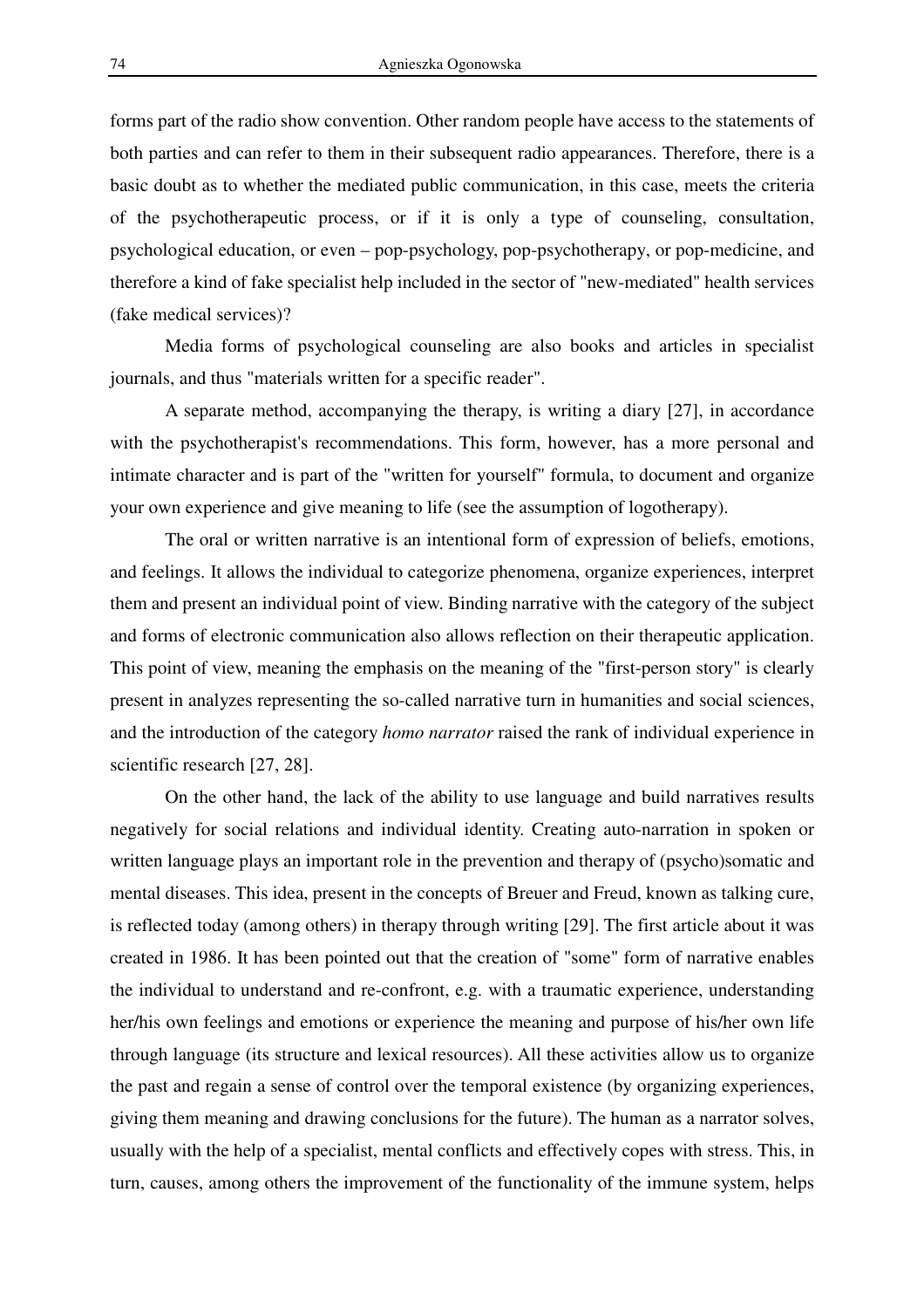forms part of the radio show convention. Other random people have access to the statements of both parties and can refer to them in their subsequent radio appearances. Therefore, there is a basic doubt as to whether the mediated public communication, in this case, meets the criteria of the psychotherapeutic process, or if it is only a type of counseling, consultation, psychological education, or even – pop-psychology, pop-psychotherapy, or pop-medicine, and therefore a kind of fake specialist help included in the sector of "new-mediated" health services (fake medical services)?

Media forms of psychological counseling are also books and articles in specialist journals, and thus "materials written for a specific reader".

A separate method, accompanying the therapy, is writing a diary [27], in accordance with the psychotherapist's recommendations. This form, however, has a more personal and intimate character and is part of the "written for yourself" formula, to document and organize your own experience and give meaning to life (see the assumption of logotherapy).

The oral or written narrative is an intentional form of expression of beliefs, emotions, and feelings. It allows the individual to categorize phenomena, organize experiences, interpret them and present an individual point of view. Binding narrative with the category of the subject and forms of electronic communication also allows reflection on their therapeutic application. This point of view, meaning the emphasis on the meaning of the "first-person story" is clearly present in analyzes representing the so-called narrative turn in humanities and social sciences, and the introduction of the category *homo narrator* raised the rank of individual experience in scientific research [27, 28].

On the other hand, the lack of the ability to use language and build narratives results negatively for social relations and individual identity. Creating auto-narration in spoken or written language plays an important role in the prevention and therapy of (psycho)somatic and mental diseases. This idea, present in the concepts of Breuer and Freud, known as talking cure, is reflected today (among others) in therapy through writing [29]. The first article about it was created in 1986. It has been pointed out that the creation of "some" form of narrative enables the individual to understand and re-confront, e.g. with a traumatic experience, understanding her/his own feelings and emotions or experience the meaning and purpose of his/her own life through language (its structure and lexical resources). All these activities allow us to organize the past and regain a sense of control over the temporal existence (by organizing experiences, giving them meaning and drawing conclusions for the future). The human as a narrator solves, usually with the help of a specialist, mental conflicts and effectively copes with stress. This, in turn, causes, among others the improvement of the functionality of the immune system, helps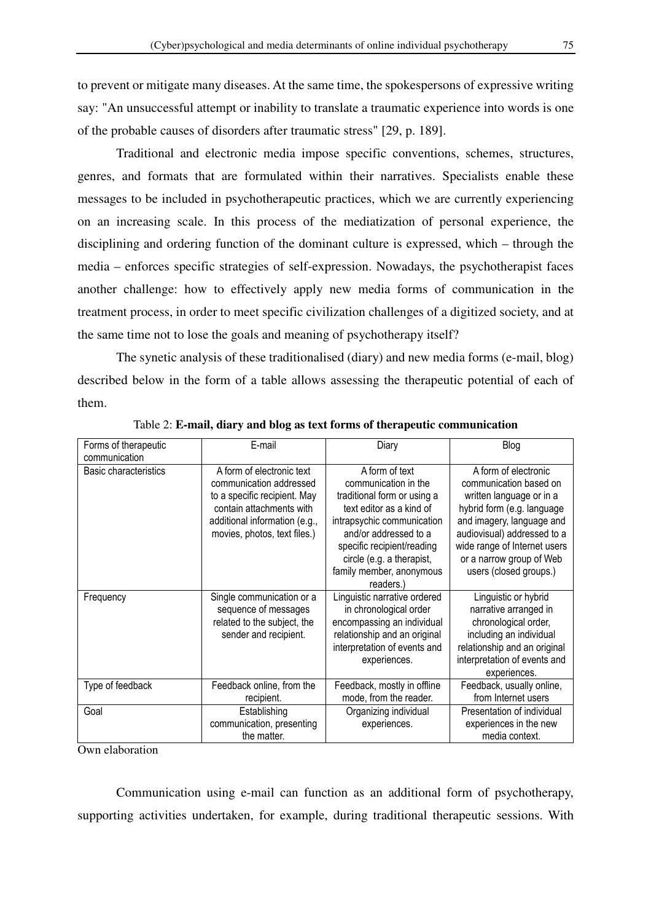to prevent or mitigate many diseases. At the same time, the spokespersons of expressive writing say: "An unsuccessful attempt or inability to translate a traumatic experience into words is one of the probable causes of disorders after traumatic stress" [29, p. 189].

Traditional and electronic media impose specific conventions, schemes, structures, genres, and formats that are formulated within their narratives. Specialists enable these messages to be included in psychotherapeutic practices, which we are currently experiencing on an increasing scale. In this process of the mediatization of personal experience, the disciplining and ordering function of the dominant culture is expressed, which – through the media – enforces specific strategies of self-expression. Nowadays, the psychotherapist faces another challenge: how to effectively apply new media forms of communication in the treatment process, in order to meet specific civilization challenges of a digitized society, and at the same time not to lose the goals and meaning of psychotherapy itself?

The synetic analysis of these traditionalised (diary) and new media forms (e-mail, blog) described below in the form of a table allows assessing the therapeutic potential of each of them.

Table 2: **E-mail, diary and blog as text forms of therapeutic communication**

| Forms of therapeutic communication | E-mail | Diary | Blog |
|---|---|---|---|
| Basic characteristics | A form of electronic text communication addressed to a specific recipient. May contain attachments with additional information (e.g., movies, photos, text files.) | A form of text communication in the traditional form or using a text editor as a kind of intrapsychic communication and/or addressed to a specific recipient/reading circle (e.g. a therapist, family member, anonymous readers.) | A form of electronic communication based on written language or in a hybrid form (e.g. language and imagery, language and audiovisual) addressed to a wide range of Internet users or a narrow group of Web users (closed groups.) |
| Frequency | Single communication or a sequence of messages related to the subject, the sender and recipient. | Linguistic narrative ordered in chronological order encompassing an individual relationship and an original interpretation of events and experiences. | Linguistic or hybrid narrative arranged in chronological order, including an individual relationship and an original interpretation of events and experiences. |
| Type of feedback | Feedback online, from the recipient. | Feedback, mostly in offline mode, from the reader. | Feedback, usually online, from Internet users |
| Goal | Establishing communication, presenting the matter. | Organizing individual experiences. | Presentation of individual experiences in the new media context. |

Own elaboration

Communication using e-mail can function as an additional form of psychotherapy, supporting activities undertaken, for example, during traditional therapeutic sessions. With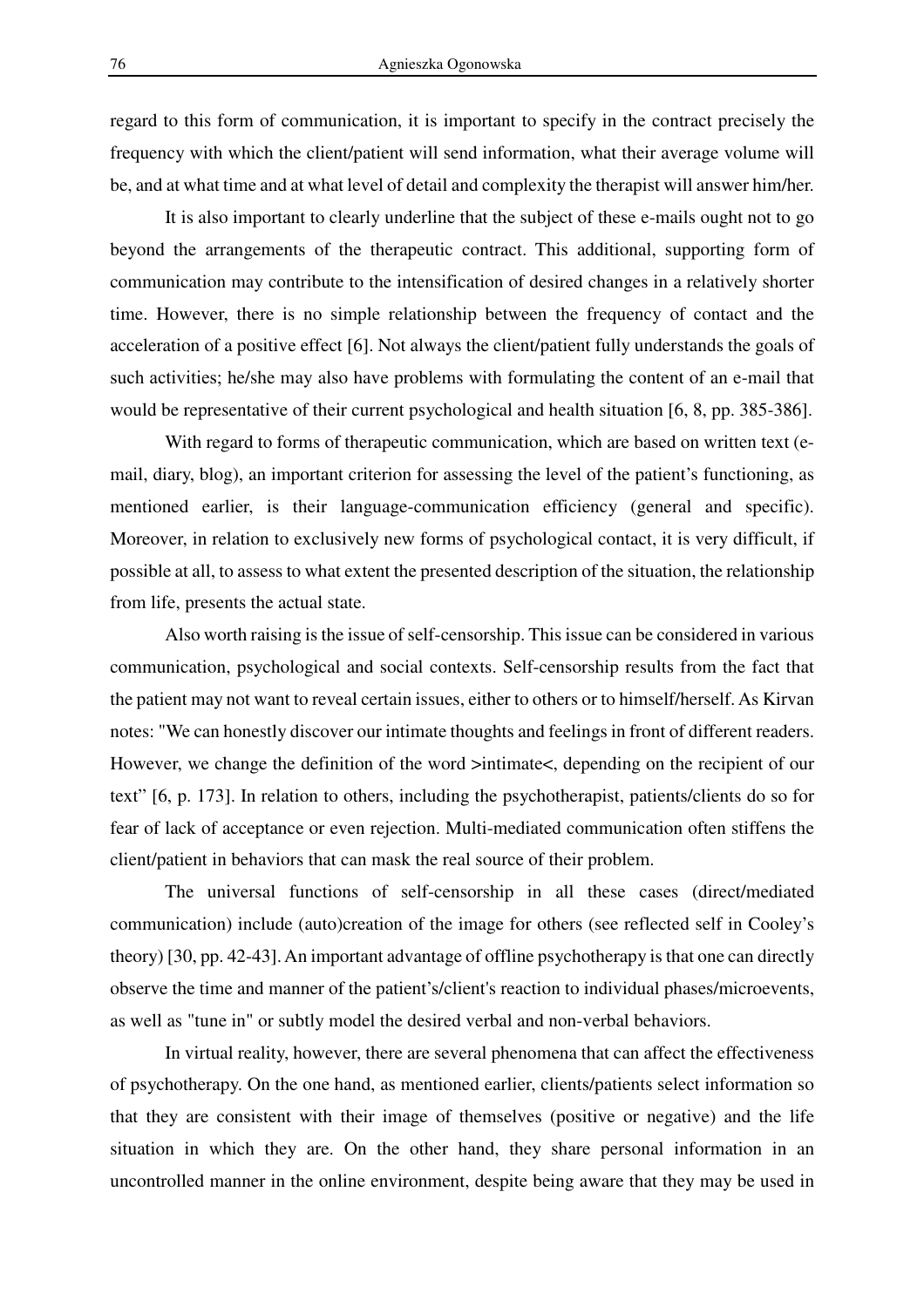regard to this form of communication, it is important to specify in the contract precisely the frequency with which the client/patient will send information, what their average volume will be, and at what time and at what level of detail and complexity the therapist will answer him/her.

It is also important to clearly underline that the subject of these e-mails ought not to go beyond the arrangements of the therapeutic contract. This additional, supporting form of communication may contribute to the intensification of desired changes in a relatively shorter time. However, there is no simple relationship between the frequency of contact and the acceleration of a positive effect [6]. Not always the client/patient fully understands the goals of such activities; he/she may also have problems with formulating the content of an e-mail that would be representative of their current psychological and health situation [6, 8, pp. 385-386].

With regard to forms of therapeutic communication, which are based on written text (e-mail, diary, blog), an important criterion for assessing the level of the patient's functioning, as mentioned earlier, is their language-communication efficiency (general and specific). Moreover, in relation to exclusively new forms of psychological contact, it is very difficult, if possible at all, to assess to what extent the presented description of the situation, the relationship from life, presents the actual state.

Also worth raising is the issue of self-censorship. This issue can be considered in various communication, psychological and social contexts. Self-censorship results from the fact that the patient may not want to reveal certain issues, either to others or to himself/herself. As Kirvan notes: "We can honestly discover our intimate thoughts and feelings in front of different readers. However, we change the definition of the word >intimate<, depending on the recipient of our text" [6, p. 173]. In relation to others, including the psychotherapist, patients/clients do so for fear of lack of acceptance or even rejection. Multi-mediated communication often stiffens the client/patient in behaviors that can mask the real source of their problem.

The universal functions of self-censorship in all these cases (direct/mediated communication) include (auto)creation of the image for others (see reflected self in Cooley's theory) [30, pp. 42-43]. An important advantage of offline psychotherapy is that one can directly observe the time and manner of the patient's/client's reaction to individual phases/microevents, as well as "tune in" or subtly model the desired verbal and non-verbal behaviors.

In virtual reality, however, there are several phenomena that can affect the effectiveness of psychotherapy. On the one hand, as mentioned earlier, clients/patients select information so that they are consistent with their image of themselves (positive or negative) and the life situation in which they are. On the other hand, they share personal information in an uncontrolled manner in the online environment, despite being aware that they may be used in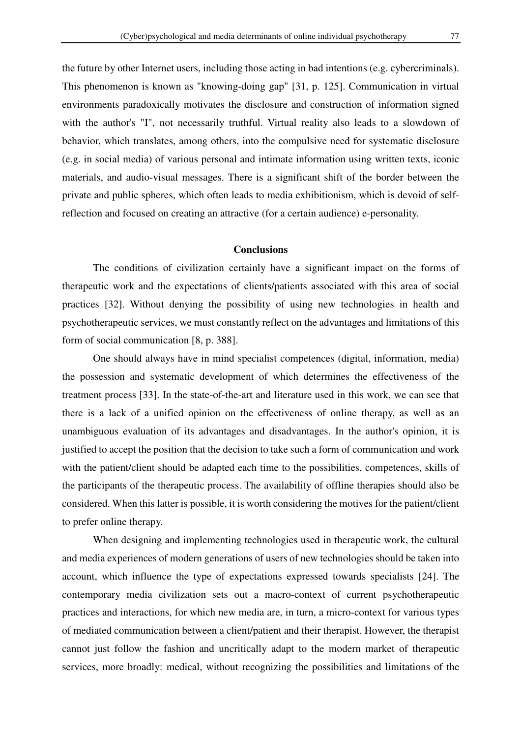the future by other Internet users, including those acting in bad intentions (e.g. cybercriminals). This phenomenon is known as "knowing-doing gap" [31, p. 125]. Communication in virtual environments paradoxically motivates the disclosure and construction of information signed with the author's "I", not necessarily truthful. Virtual reality also leads to a slowdown of behavior, which translates, among others, into the compulsive need for systematic disclosure (e.g. in social media) of various personal and intimate information using written texts, iconic materials, and audio-visual messages. There is a significant shift of the border between the private and public spheres, which often leads to media exhibitionism, which is devoid of self-reflection and focused on creating an attractive (for a certain audience) e-personality.

## Conclusions

The conditions of civilization certainly have a significant impact on the forms of therapeutic work and the expectations of clients/patients associated with this area of social practices [32]. Without denying the possibility of using new technologies in health and psychotherapeutic services, we must constantly reflect on the advantages and limitations of this form of social communication [8, p. 388].

One should always have in mind specialist competences (digital, information, media) the possession and systematic development of which determines the effectiveness of the treatment process [33]. In the state-of-the-art and literature used in this work, we can see that there is a lack of a unified opinion on the effectiveness of online therapy, as well as an unambiguous evaluation of its advantages and disadvantages. In the author's opinion, it is justified to accept the position that the decision to take such a form of communication and work with the patient/client should be adapted each time to the possibilities, competences, skills of the participants of the therapeutic process. The availability of offline therapies should also be considered. When this latter is possible, it is worth considering the motives for the patient/client to prefer online therapy.

When designing and implementing technologies used in therapeutic work, the cultural and media experiences of modern generations of users of new technologies should be taken into account, which influence the type of expectations expressed towards specialists [24]. The contemporary media civilization sets out a macro-context of current psychotherapeutic practices and interactions, for which new media are, in turn, a micro-context for various types of mediated communication between a client/patient and their therapist. However, the therapist cannot just follow the fashion and uncritically adapt to the modern market of therapeutic services, more broadly: medical, without recognizing the possibilities and limitations of the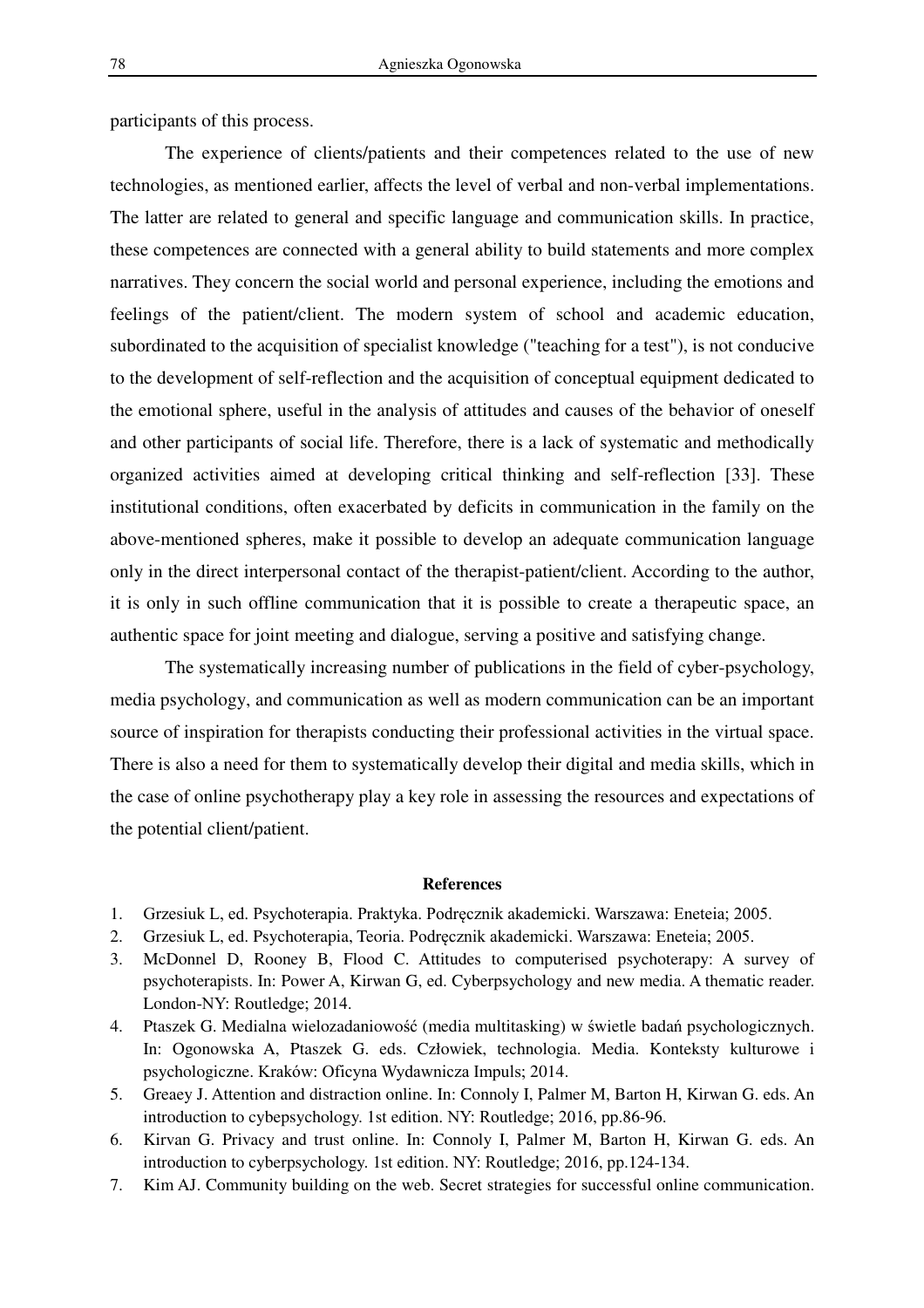participants of this process.

The experience of clients/patients and their competences related to the use of new technologies, as mentioned earlier, affects the level of verbal and non-verbal implementations. The latter are related to general and specific language and communication skills. In practice, these competences are connected with a general ability to build statements and more complex narratives. They concern the social world and personal experience, including the emotions and feelings of the patient/client. The modern system of school and academic education, subordinated to the acquisition of specialist knowledge ("teaching for a test"), is not conducive to the development of self-reflection and the acquisition of conceptual equipment dedicated to the emotional sphere, useful in the analysis of attitudes and causes of the behavior of oneself and other participants of social life. Therefore, there is a lack of systematic and methodically organized activities aimed at developing critical thinking and self-reflection [33]. These institutional conditions, often exacerbated by deficits in communication in the family on the above-mentioned spheres, make it possible to develop an adequate communication language only in the direct interpersonal contact of the therapist-patient/client. According to the author, it is only in such offline communication that it is possible to create a therapeutic space, an authentic space for joint meeting and dialogue, serving a positive and satisfying change.

The systematically increasing number of publications in the field of cyber-psychology, media psychology, and communication as well as modern communication can be an important source of inspiration for therapists conducting their professional activities in the virtual space. There is also a need for them to systematically develop their digital and media skills, which in the case of online psychotherapy play a key role in assessing the resources and expectations of the potential client/patient.

## References

1. Grzesiuk L, ed. Psychoterapia. Praktyka. Podręcznik akademicki. Warszawa: Eneteia; 2005.
2. Grzesiuk L, ed. Psychoterapia, Teoria. Podręcznik akademicki. Warszawa: Eneteia; 2005.
3. McDonnel D, Rooney B, Flood C. Attitudes to computerised psychoterapy: A survey of psychoterapists. In: Power A, Kirwan G, ed. Cyberpsychology and new media. A thematic reader. London-NY: Routledge; 2014.
4. Ptaszek G. Medialna wielozadaniowość (media multitasking) w świetle badań psychologicznych. In: Ogonowska A, Ptaszek G. eds. Człowiek, technologia. Media. Konteksty kulturowe i psychologiczne. Kraków: Oficyna Wydawnicza Impuls; 2014.
5. Greaey J. Attention and distraction online. In: Connoly I, Palmer M, Barton H, Kirwan G. eds. An introduction to cybepsychology. 1st edition. NY: Routledge; 2016, pp.86-96.
6. Kirvan G. Privacy and trust online. In: Connoly I, Palmer M, Barton H, Kirwan G. eds. An introduction to cyberpsychology. 1st edition. NY: Routledge; 2016, pp.124-134.
7. Kim AJ. Community building on the web. Secret strategies for successful online communication.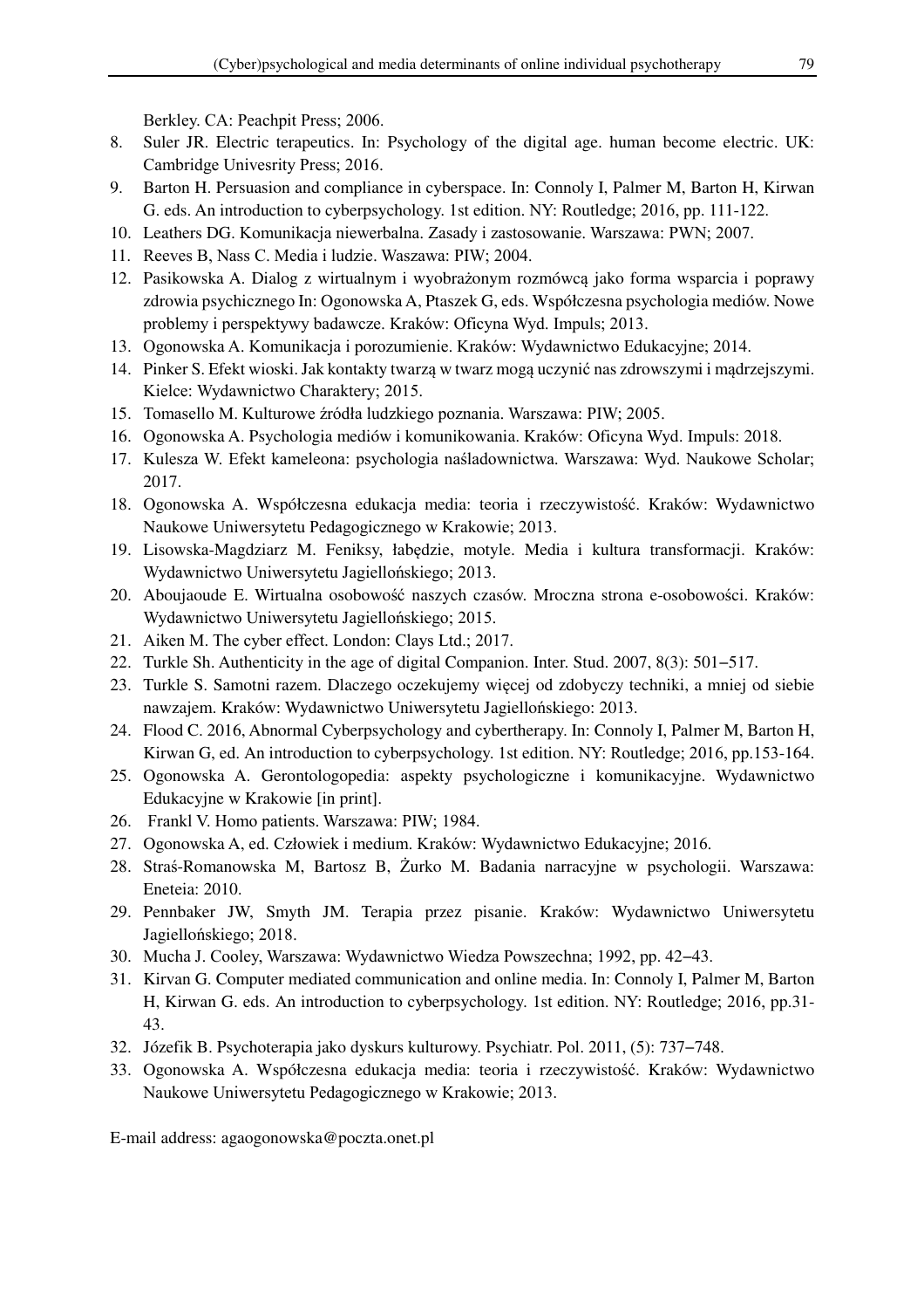Berkley. CA: Peachpit Press; 2006.

8. Suler JR. Electric terapeutics. In: Psychology of the digital age. human become electric. UK: Cambridge Univesrity Press; 2016.
9. Barton H. Persuasion and compliance in cyberspace. In: Connoly I, Palmer M, Barton H, Kirwan G. eds. An introduction to cyberpsychology. 1st edition. NY: Routledge; 2016, pp. 111-122.
10. Leathers DG. Komunikacja niewerbalna. Zasady i zastosowanie. Warszawa: PWN; 2007.
11. Reeves B, Nass C. Media i ludzie. Waszawa: PIW; 2004.
12. Pasikowska A. Dialog z wirtualnym i wyobrażonym rozmówcą jako forma wsparcia i poprawy zdrowia psychicznego In: Ogonowska A, Ptaszek G, eds. Współczesna psychologia mediów. Nowe problemy i perspektywy badawcze. Kraków: Oficyna Wyd. Impuls; 2013.
13. Ogonowska A. Komunikacja i porozumienie. Kraków: Wydawnictwo Edukacyjne; 2014.
14. Pinker S. Efekt wioski. Jak kontakty twarzą w twarz mogą uczynić nas zdrowszymi i mądrzejszymi. Kielce: Wydawnictwo Charaktery; 2015.
15. Tomasello M. Kulturowe źródła ludzkiego poznania. Warszawa: PIW; 2005.
16. Ogonowska A. Psychologia mediów i komunikowania. Kraków: Oficyna Wyd. Impuls: 2018.
17. Kulesza W. Efekt kameleona: psychologia naśladownictwa. Warszawa: Wyd. Naukowe Scholar; 2017.
18. Ogonowska A. Współczesna edukacja media: teoria i rzeczywistość. Kraków: Wydawnictwo Naukowe Uniwersytetu Pedagogicznego w Krakowie; 2013.
19. Lisowska-Magdziarz M. Feniksy, łabędzie, motyle. Media i kultura transformacji. Kraków: Wydawnictwo Uniwersytetu Jagiellońskiego; 2013.
20. Aboujaoude E. Wirtualna osobowość naszych czasów. Mroczna strona e-osobowości. Kraków: Wydawnictwo Uniwersytetu Jagiellońskiego; 2015.
21. Aiken M. The cyber effect. London: Clays Ltd.; 2017.
22. Turkle Sh. Authenticity in the age of digital Companion. Inter. Stud. 2007, 8(3): 501–517.
23. Turkle S. Samotni razem. Dlaczego oczekujemy więcej od zdobyczy techniki, a mniej od siebie nawzajem. Kraków: Wydawnictwo Uniwersytetu Jagiellońskiego: 2013.
24. Flood C. 2016, Abnormal Cyberpsychology and cybertherapy. In: Connoly I, Palmer M, Barton H, Kirwan G, ed. An introduction to cyberpsychology. 1st edition. NY: Routledge; 2016, pp.153-164.
25. Ogonowska A. Gerontologopedia: aspekty psychologiczne i komunikacyjne. Wydawnictwo Edukacyjne w Krakowie [in print].
26. Frankl V. Homo patients. Warszawa: PIW; 1984.
27. Ogonowska A, ed. Człowiek i medium. Kraków: Wydawnictwo Edukacyjne; 2016.
28. Straś-Romanowska M, Bartosz B, Żurko M. Badania narracyjne w psychologii. Warszawa: Eneteia: 2010.
29. Pennbaker JW, Smyth JM. Terapia przez pisanie. Kraków: Wydawnictwo Uniwersytetu Jagiellońskiego; 2018.
30. Mucha J. Cooley, Warszawa: Wydawnictwo Wiedza Powszechna; 1992, pp. 42–43.
31. Kirvan G. Computer mediated communication and online media. In: Connoly I, Palmer M, Barton H, Kirwan G. eds. An introduction to cyberpsychology. 1st edition. NY: Routledge; 2016, pp.31-43.
32. Józefik B. Psychoterapia jako dyskurs kulturowy. Psychiatr. Pol. 2011, (5): 737–748.
33. Ogonowska A. Współczesna edukacja media: teoria i rzeczywistość. Kraków: Wydawnictwo Naukowe Uniwersytetu Pedagogicznego w Krakowie; 2013.

E-mail address: agaogonowska@poczta.onet.pl